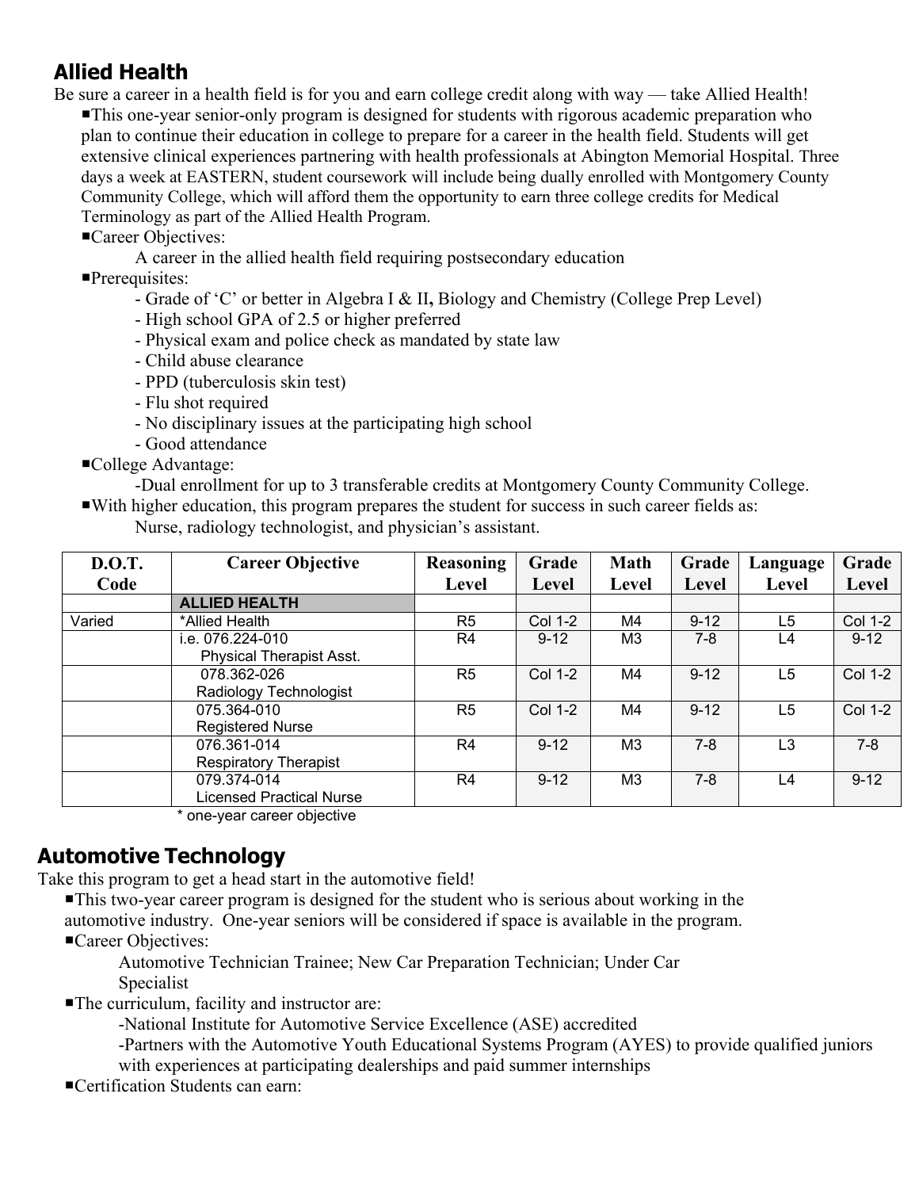## Allied Health

Be sure a career in a health field is for you and earn college credit along with way — take Allied Health!

- This one-year senior-only program is designed for students with rigorous academic preparation who plan to continue their education in college to prepare for a career in the health field. Students will get extensive clinical experiences partnering with health professionals at Abington Memorial Hospital. Three days a week at EASTERN, student coursework will include being dually enrolled with Montgomery County Community College, which will afford them the opportunity to earn three college credits for Medical Terminology as part of the Allied Health Program.
- Career Objectives:
  - A career in the allied health field requiring postsecondary education
- Prerequisites:
  - Grade of 'C' or better in Algebra I & II**,** Biology and Chemistry (College Prep Level)
  - High school GPA of 2.5 or higher preferred
  - Physical exam and police check as mandated by state law
  - Child abuse clearance
  - PPD (tuberculosis skin test)
  - Flu shot required
  - No disciplinary issues at the participating high school
  - Good attendance
- College Advantage:
  - Dual enrollment for up to 3 transferable credits at Montgomery County Community College.
- With higher education, this program prepares the student for success in such career fields as:
  - Nurse, radiology technologist, and physician's assistant.

| D.O.T. Code | Career Objective | Reasoning Level | Grade Level | Math Level | Grade Level | Language Level | Grade Level |
|---|---|---|---|---|---|---|---|
| | **ALLIED HEALTH** | | | | | | |
| Varied | *Allied Health | R5 | Col 1-2 | M4 | 9-12 | L5 | Col 1-2 |
| | i.e. 076.224-010 Physical Therapist Asst. | R4 | 9-12 | M3 | 7-8 | L4 | 9-12 |
| | 078.362-026 Radiology Technologist | R5 | Col 1-2 | M4 | 9-12 | L5 | Col 1-2 |
| | 075.364-010 Registered Nurse | R5 | Col 1-2 | M4 | 9-12 | L5 | Col 1-2 |
| | 076.361-014 Respiratory Therapist | R4 | 9-12 | M3 | 7-8 | L3 | 7-8 |
| | 079.374-014 Licensed Practical Nurse | R4 | 9-12 | M3 | 7-8 | L4 | 9-12 |

\* one-year career objective

## Automotive Technology

Take this program to get a head start in the automotive field!

- This two-year career program is designed for the student who is serious about working in the automotive industry. One-year seniors will be considered if space is available in the program.
- Career Objectives:
  - Automotive Technician Trainee; New Car Preparation Technician; Under Car Specialist
- The curriculum, facility and instructor are:
  - National Institute for Automotive Service Excellence (ASE) accredited
  - Partners with the Automotive Youth Educational Systems Program (AYES) to provide qualified juniors with experiences at participating dealerships and paid summer internships
- Certification Students can earn: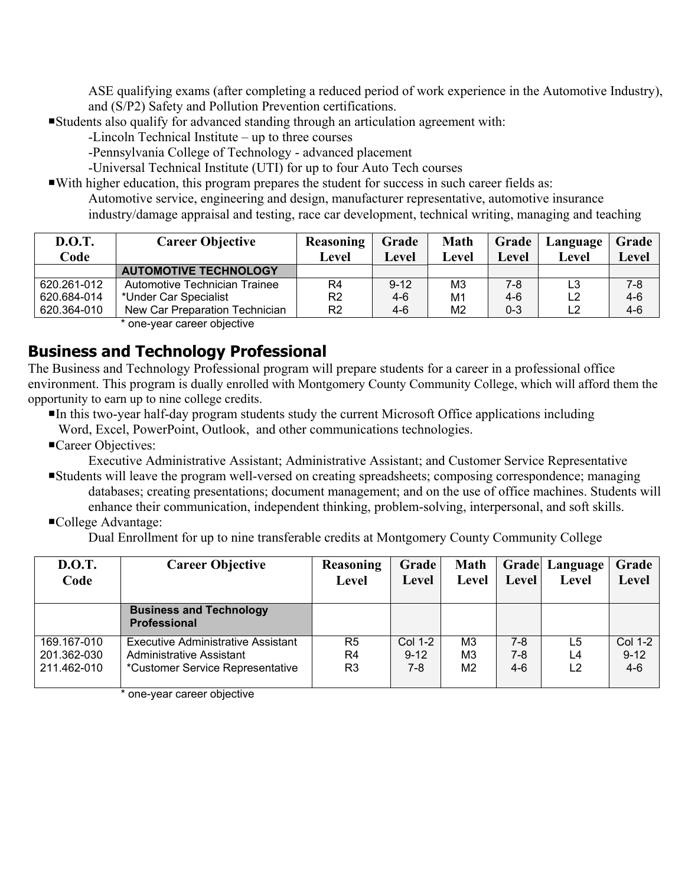ASE qualifying exams (after completing a reduced period of work experience in the Automotive Industry), and (S/P2) Safety and Pollution Prevention certifications.

- Students also qualify for advanced standing through an articulation agreement with:
  - -Lincoln Technical Institute – up to three courses
  - -Pennsylvania College of Technology - advanced placement
  - -Universal Technical Institute (UTI) for up to four Auto Tech courses
- With higher education, this program prepares the student for success in such career fields as:
  Automotive service, engineering and design, manufacturer representative, automotive insurance industry/damage appraisal and testing, race car development, technical writing, managing and teaching

| D.O.T. Code | Career Objective | Reasoning Level | Grade Level | Math Level | Grade Level | Language Level | Grade Level |
|---|---|---|---|---|---|---|---|
| | **AUTOMOTIVE TECHNOLOGY** | | | | | | |
| 620.261-012 | Automotive Technician Trainee | R4 | 9-12 | M3 | 7-8 | L3 | 7-8 |
| 620.684-014 | *Under Car Specialist | R2 | 4-6 | M1 | 4-6 | L2 | 4-6 |
| 620.364-010 | New Car Preparation Technician | R2 | 4-6 | M2 | 0-3 | L2 | 4-6 |

\* one-year career objective

## Business and Technology Professional

The Business and Technology Professional program will prepare students for a career in a professional office environment. This program is dually enrolled with Montgomery County Community College, which will afford them the opportunity to earn up to nine college credits.

- In this two-year half-day program students study the current Microsoft Office applications including Word, Excel, PowerPoint, Outlook, and other communications technologies.
- Career Objectives:
  Executive Administrative Assistant; Administrative Assistant; and Customer Service Representative
- Students will leave the program well-versed on creating spreadsheets; composing correspondence; managing databases; creating presentations; document management; and on the use of office machines. Students will enhance their communication, independent thinking, problem-solving, interpersonal, and soft skills.
- College Advantage:
  Dual Enrollment for up to nine transferable credits at Montgomery County Community College

| D.O.T. Code | Career Objective | Reasoning Level | Grade Level | Math Level | Grade Level | Language Level | Grade Level |
|---|---|---|---|---|---|---|---|
| | **Business and Technology Professional** | | | | | | |
| 169.167-010 | Executive Administrative Assistant | R5 | Col 1-2 | M3 | 7-8 | L5 | Col 1-2 |
| 201.362-030 | Administrative Assistant | R4 | 9-12 | M3 | 7-8 | L4 | 9-12 |
| 211.462-010 | *Customer Service Representative | R3 | 7-8 | M2 | 4-6 | L2 | 4-6 |

\* one-year career objective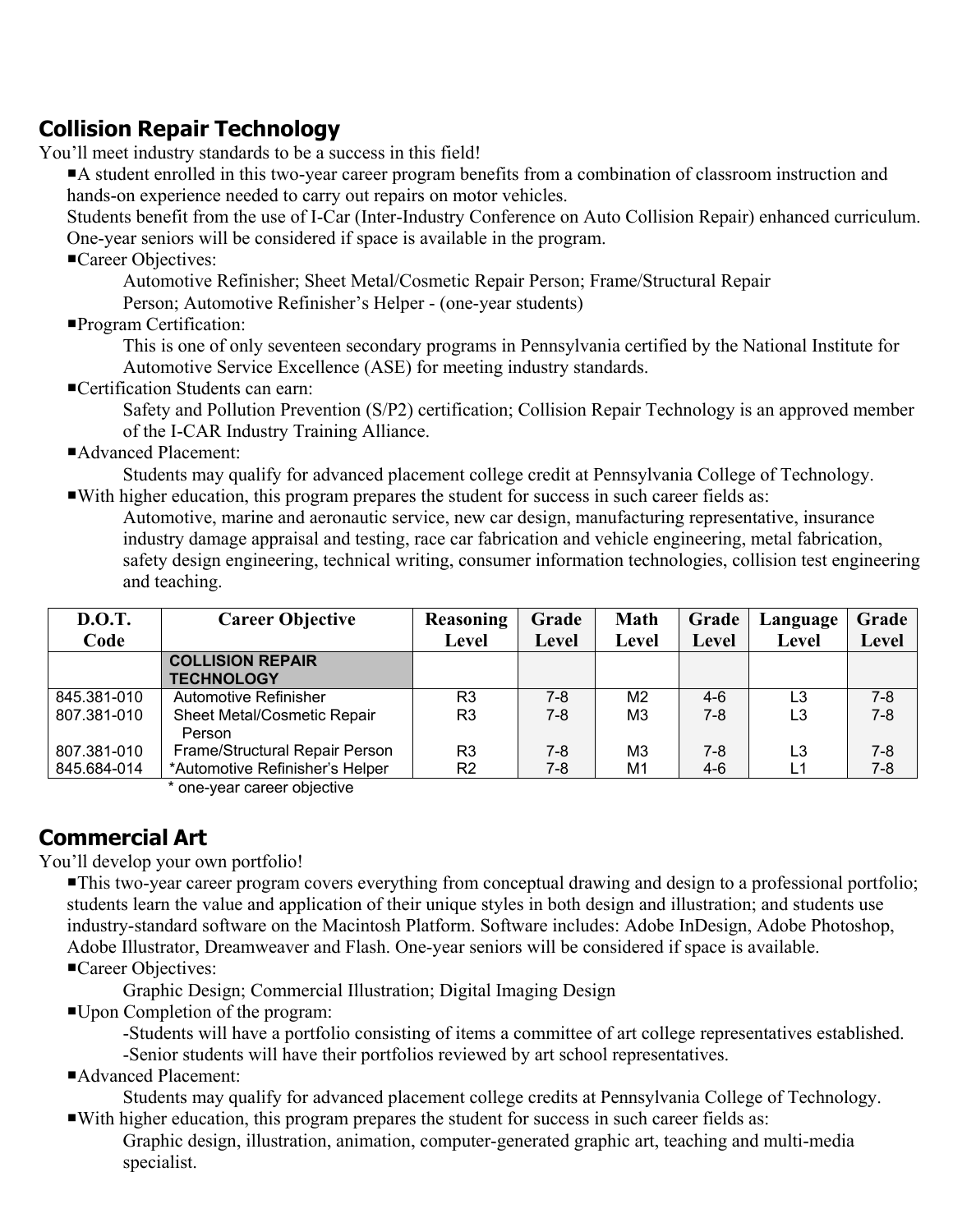## Collision Repair Technology

You'll meet industry standards to be a success in this field!

- A student enrolled in this two-year career program benefits from a combination of classroom instruction and hands-on experience needed to carry out repairs on motor vehicles.
  Students benefit from the use of I-Car (Inter-Industry Conference on Auto Collision Repair) enhanced curriculum. One-year seniors will be considered if space is available in the program.
- Career Objectives:
  Automotive Refinisher; Sheet Metal/Cosmetic Repair Person; Frame/Structural Repair Person; Automotive Refinisher's Helper - (one-year students)
- Program Certification:
  This is one of only seventeen secondary programs in Pennsylvania certified by the National Institute for Automotive Service Excellence (ASE) for meeting industry standards.
- Certification Students can earn:
  Safety and Pollution Prevention (S/P2) certification; Collision Repair Technology is an approved member of the I-CAR Industry Training Alliance.
- Advanced Placement:
  Students may qualify for advanced placement college credit at Pennsylvania College of Technology.
- With higher education, this program prepares the student for success in such career fields as:
  Automotive, marine and aeronautic service, new car design, manufacturing representative, insurance industry damage appraisal and testing, race car fabrication and vehicle engineering, metal fabrication, safety design engineering, technical writing, consumer information technologies, collision test engineering and teaching.

| D.O.T. Code | Career Objective | Reasoning Level | Grade Level | Math Level | Grade Level | Language Level | Grade Level |
|---|---|---|---|---|---|---|---|
| | **COLLISION REPAIR TECHNOLOGY** | | | | | | |
| 845.381-010 | Automotive Refinisher | R3 | 7-8 | M2 | 4-6 | L3 | 7-8 |
| 807.381-010 | Sheet Metal/Cosmetic Repair Person | R3 | 7-8 | M3 | 7-8 | L3 | 7-8 |
| 807.381-010 | Frame/Structural Repair Person | R3 | 7-8 | M3 | 7-8 | L3 | 7-8 |
| 845.684-014 | *Automotive Refinisher's Helper | R2 | 7-8 | M1 | 4-6 | L1 | 7-8 |

\* one-year career objective

## Commercial Art

You'll develop your own portfolio!

- This two-year career program covers everything from conceptual drawing and design to a professional portfolio; students learn the value and application of their unique styles in both design and illustration; and students use industry-standard software on the Macintosh Platform. Software includes: Adobe InDesign, Adobe Photoshop, Adobe Illustrator, Dreamweaver and Flash. One-year seniors will be considered if space is available.
- Career Objectives:
  Graphic Design; Commercial Illustration; Digital Imaging Design
- Upon Completion of the program:
  -Students will have a portfolio consisting of items a committee of art college representatives established.
  -Senior students will have their portfolios reviewed by art school representatives.
- Advanced Placement:
  Students may qualify for advanced placement college credits at Pennsylvania College of Technology.
- With higher education, this program prepares the student for success in such career fields as:
  Graphic design, illustration, animation, computer-generated graphic art, teaching and multi-media specialist.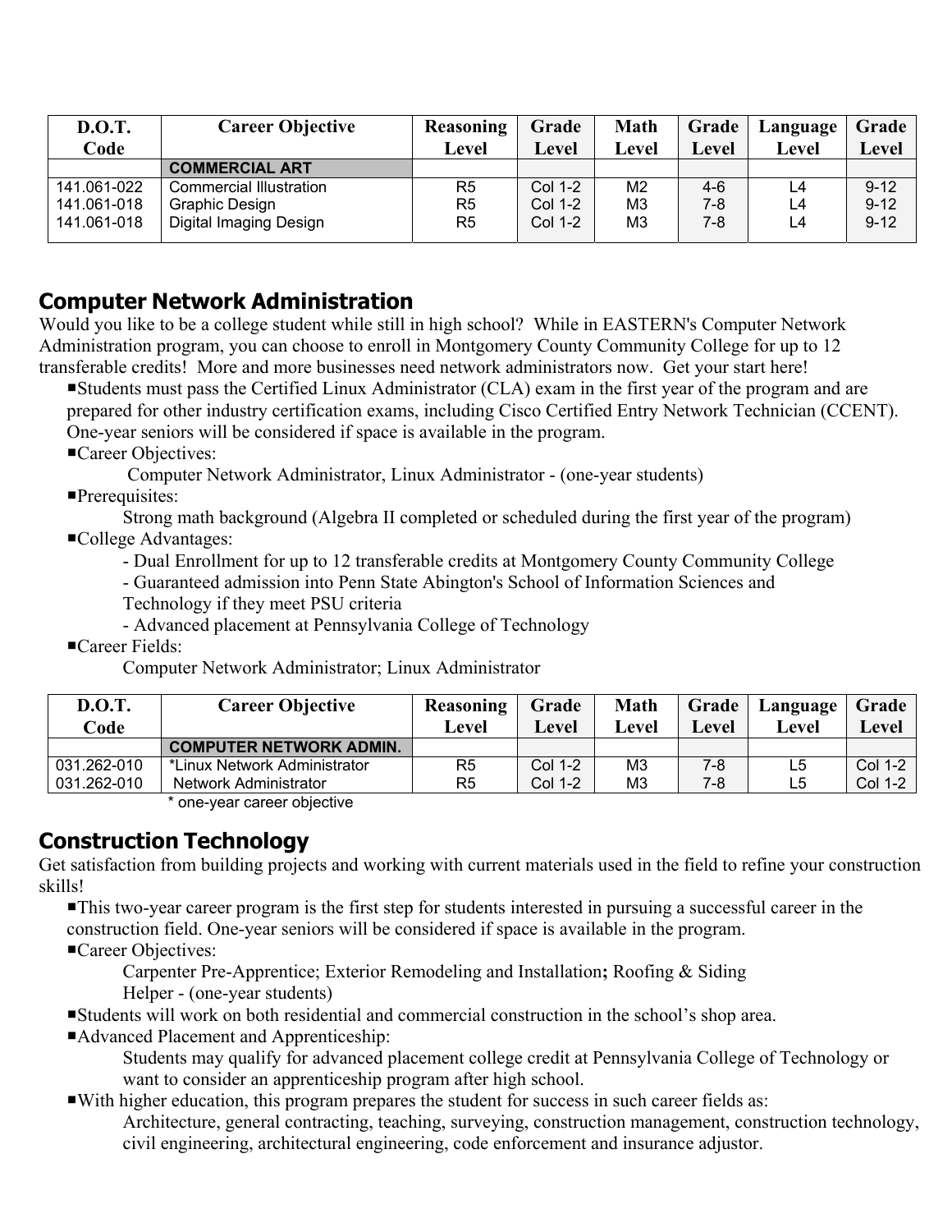| D.O.T. Code | Career Objective | Reasoning Level | Grade Level | Math Level | Grade Level | Language Level | Grade Level |
|---|---|---|---|---|---|---|---|
| | **COMMERCIAL ART** | | | | | | |
| 141.061-022 | Commercial Illustration | R5 | Col 1-2 | M2 | 4-6 | L4 | 9-12 |
| 141.061-018 | Graphic Design | R5 | Col 1-2 | M3 | 7-8 | L4 | 9-12 |
| 141.061-018 | Digital Imaging Design | R5 | Col 1-2 | M3 | 7-8 | L4 | 9-12 |

## Computer Network Administration

Would you like to be a college student while still in high school? While in EASTERN's Computer Network Administration program, you can choose to enroll in Montgomery County Community College for up to 12 transferable credits! More and more businesses need network administrators now. Get your start here!

- Students must pass the Certified Linux Administrator (CLA) exam in the first year of the program and are prepared for other industry certification exams, including Cisco Certified Entry Network Technician (CCENT). One-year seniors will be considered if space is available in the program.
- Career Objectives:
  Computer Network Administrator, Linux Administrator - (one-year students)
- Prerequisites:
  Strong math background (Algebra II completed or scheduled during the first year of the program)
- College Advantages:
  - Dual Enrollment for up to 12 transferable credits at Montgomery County Community College
  - Guaranteed admission into Penn State Abington's School of Information Sciences and Technology if they meet PSU criteria
  - Advanced placement at Pennsylvania College of Technology
- Career Fields:
  Computer Network Administrator; Linux Administrator

| D.O.T. Code | Career Objective | Reasoning Level | Grade Level | Math Level | Grade Level | Language Level | Grade Level |
|---|---|---|---|---|---|---|---|
| | **COMPUTER NETWORK ADMIN.** | | | | | | |
| 031.262-010 | *Linux Network Administrator | R5 | Col 1-2 | M3 | 7-8 | L5 | Col 1-2 |
| 031.262-010 | Network Administrator | R5 | Col 1-2 | M3 | 7-8 | L5 | Col 1-2 |

* one-year career objective

## Construction Technology

Get satisfaction from building projects and working with current materials used in the field to refine your construction skills!

- This two-year career program is the first step for students interested in pursuing a successful career in the construction field. One-year seniors will be considered if space is available in the program.
- Career Objectives:
  Carpenter Pre-Apprentice; Exterior Remodeling and Installation**;** Roofing & Siding Helper - (one-year students)
- Students will work on both residential and commercial construction in the school's shop area.
- Advanced Placement and Apprenticeship:
  Students may qualify for advanced placement college credit at Pennsylvania College of Technology or want to consider an apprenticeship program after high school.
- With higher education, this program prepares the student for success in such career fields as:
  Architecture, general contracting, teaching, surveying, construction management, construction technology, civil engineering, architectural engineering, code enforcement and insurance adjustor.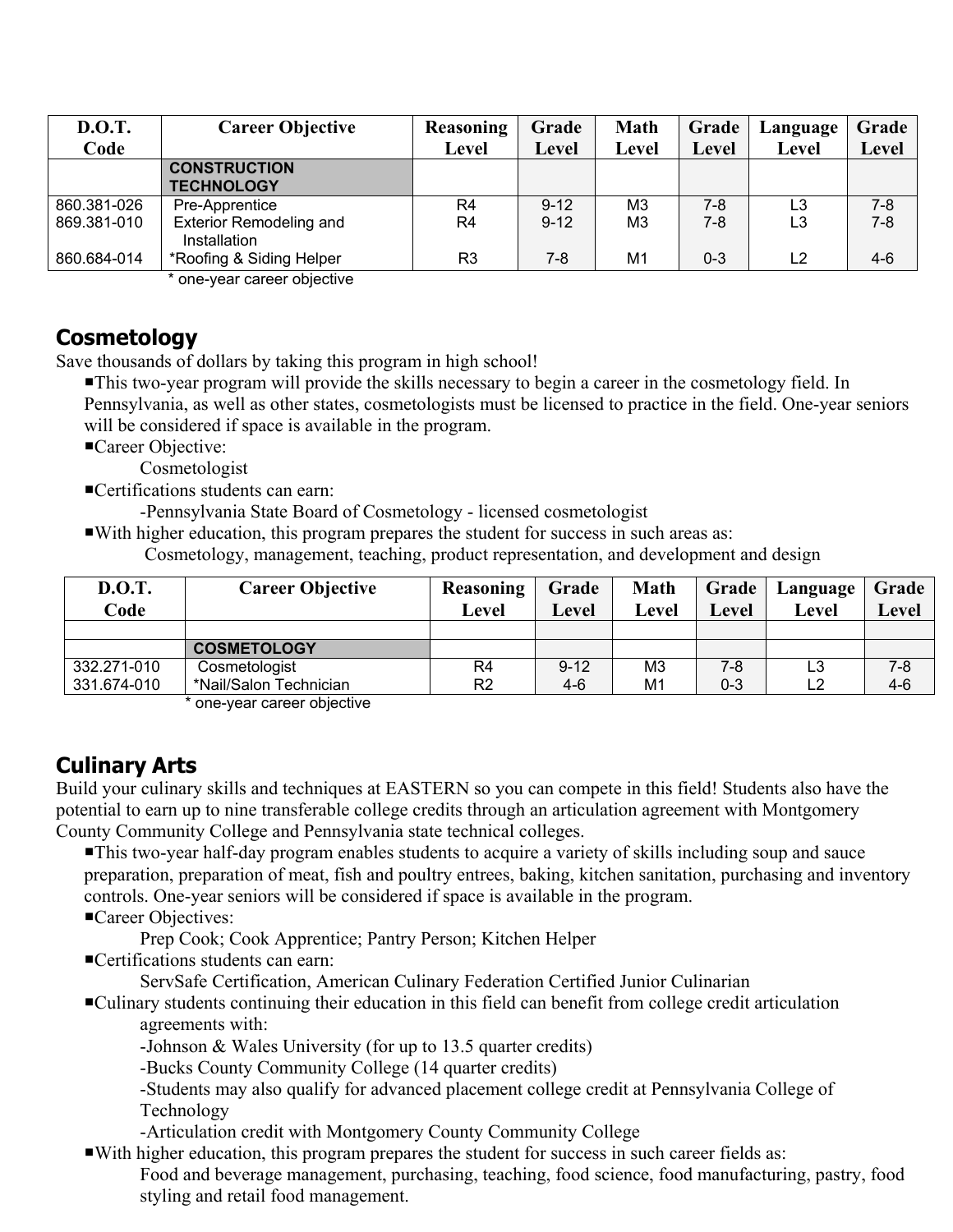| D.O.T. Code | Career Objective | Reasoning Level | Grade Level | Math Level | Grade Level | Language Level | Grade Level |
|---|---|---|---|---|---|---|---|
| | **CONSTRUCTION TECHNOLOGY** | | | | | | |
| 860.381-026 | Pre-Apprentice | R4 | 9-12 | M3 | 7-8 | L3 | 7-8 |
| 869.381-010 | Exterior Remodeling and Installation | R4 | 9-12 | M3 | 7-8 | L3 | 7-8 |
| 860.684-014 | *Roofing & Siding Helper | R3 | 7-8 | M1 | 0-3 | L2 | 4-6 |

* one-year career objective

## Cosmetology

Save thousands of dollars by taking this program in high school!

- This two-year program will provide the skills necessary to begin a career in the cosmetology field. In Pennsylvania, as well as other states, cosmetologists must be licensed to practice in the field. One-year seniors will be considered if space is available in the program.
- Career Objective:
  - Cosmetologist
- Certifications students can earn:
  - -Pennsylvania State Board of Cosmetology - licensed cosmetologist
- With higher education, this program prepares the student for success in such areas as:
  - Cosmetology, management, teaching, product representation, and development and design

| D.O.T. Code | Career Objective | Reasoning Level | Grade Level | Math Level | Grade Level | Language Level | Grade Level |
|---|---|---|---|---|---|---|---|
| | | | | | | | |
| | **COSMETOLOGY** | | | | | | |
| 332.271-010 | Cosmetologist | R4 | 9-12 | M3 | 7-8 | L3 | 7-8 |
| 331.674-010 | *Nail/Salon Technician | R2 | 4-6 | M1 | 0-3 | L2 | 4-6 |

* one-year career objective

## Culinary Arts

Build your culinary skills and techniques at EASTERN so you can compete in this field! Students also have the potential to earn up to nine transferable college credits through an articulation agreement with Montgomery County Community College and Pennsylvania state technical colleges.

- This two-year half-day program enables students to acquire a variety of skills including soup and sauce preparation, preparation of meat, fish and poultry entrees, baking, kitchen sanitation, purchasing and inventory controls. One-year seniors will be considered if space is available in the program.
- Career Objectives:
  - Prep Cook; Cook Apprentice; Pantry Person; Kitchen Helper
- Certifications students can earn:
  - ServSafe Certification, American Culinary Federation Certified Junior Culinarian
- Culinary students continuing their education in this field can benefit from college credit articulation agreements with:
  - -Johnson & Wales University (for up to 13.5 quarter credits)
  - -Bucks County Community College (14 quarter credits)
  - -Students may also qualify for advanced placement college credit at Pennsylvania College of Technology
  - -Articulation credit with Montgomery County Community College
- With higher education, this program prepares the student for success in such career fields as:
  - Food and beverage management, purchasing, teaching, food science, food manufacturing, pastry, food styling and retail food management.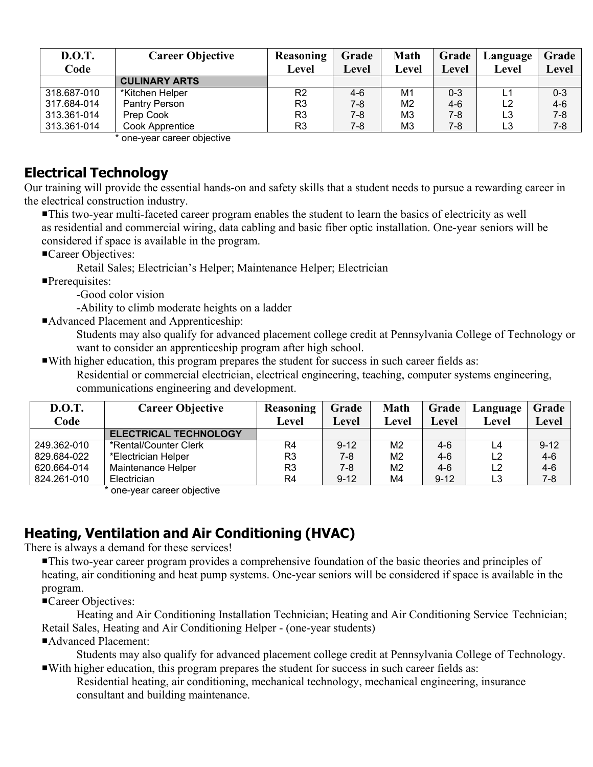| D.O.T. Code | Career Objective | Reasoning Level | Grade Level | Math Level | Grade Level | Language Level | Grade Level |
|---|---|---|---|---|---|---|---|
| | **CULINARY ARTS** | | | | | | |
| 318.687-010 | *Kitchen Helper | R2 | 4-6 | M1 | 0-3 | L1 | 0-3 |
| 317.684-014 | Pantry Person | R3 | 7-8 | M2 | 4-6 | L2 | 4-6 |
| 313.361-014 | Prep Cook | R3 | 7-8 | M3 | 7-8 | L3 | 7-8 |
| 313.361-014 | Cook Apprentice | R3 | 7-8 | M3 | 7-8 | L3 | 7-8 |

* one-year career objective

## Electrical Technology

Our training will provide the essential hands-on and safety skills that a student needs to pursue a rewarding career in the electrical construction industry.

- This two-year multi-faceted career program enables the student to learn the basics of electricity as well as residential and commercial wiring, data cabling and basic fiber optic installation. One-year seniors will be considered if space is available in the program.
- Career Objectives:
  Retail Sales; Electrician's Helper; Maintenance Helper; Electrician
- Prerequisites:
  -Good color vision
  -Ability to climb moderate heights on a ladder
- Advanced Placement and Apprenticeship:
  Students may also qualify for advanced placement college credit at Pennsylvania College of Technology or want to consider an apprenticeship program after high school.
- With higher education, this program prepares the student for success in such career fields as:
  Residential or commercial electrician, electrical engineering, teaching, computer systems engineering, communications engineering and development.

| D.O.T. Code | Career Objective | Reasoning Level | Grade Level | Math Level | Grade Level | Language Level | Grade Level |
|---|---|---|---|---|---|---|---|
| | **ELECTRICAL TECHNOLOGY** | | | | | | |
| 249.362-010 | *Rental/Counter Clerk | R4 | 9-12 | M2 | 4-6 | L4 | 9-12 |
| 829.684-022 | *Electrician Helper | R3 | 7-8 | M2 | 4-6 | L2 | 4-6 |
| 620.664-014 | Maintenance Helper | R3 | 7-8 | M2 | 4-6 | L2 | 4-6 |
| 824.261-010 | Electrician | R4 | 9-12 | M4 | 9-12 | L3 | 7-8 |

* one-year career objective

## Heating, Ventilation and Air Conditioning (HVAC)

There is always a demand for these services!

- This two-year career program provides a comprehensive foundation of the basic theories and principles of heating, air conditioning and heat pump systems. One-year seniors will be considered if space is available in the program.
- Career Objectives:
  Heating and Air Conditioning Installation Technician; Heating and Air Conditioning Service Technician; Retail Sales, Heating and Air Conditioning Helper - (one-year students)
- Advanced Placement:
  Students may also qualify for advanced placement college credit at Pennsylvania College of Technology.
- With higher education, this program prepares the student for success in such career fields as:
  Residential heating, air conditioning, mechanical technology, mechanical engineering, insurance consultant and building maintenance.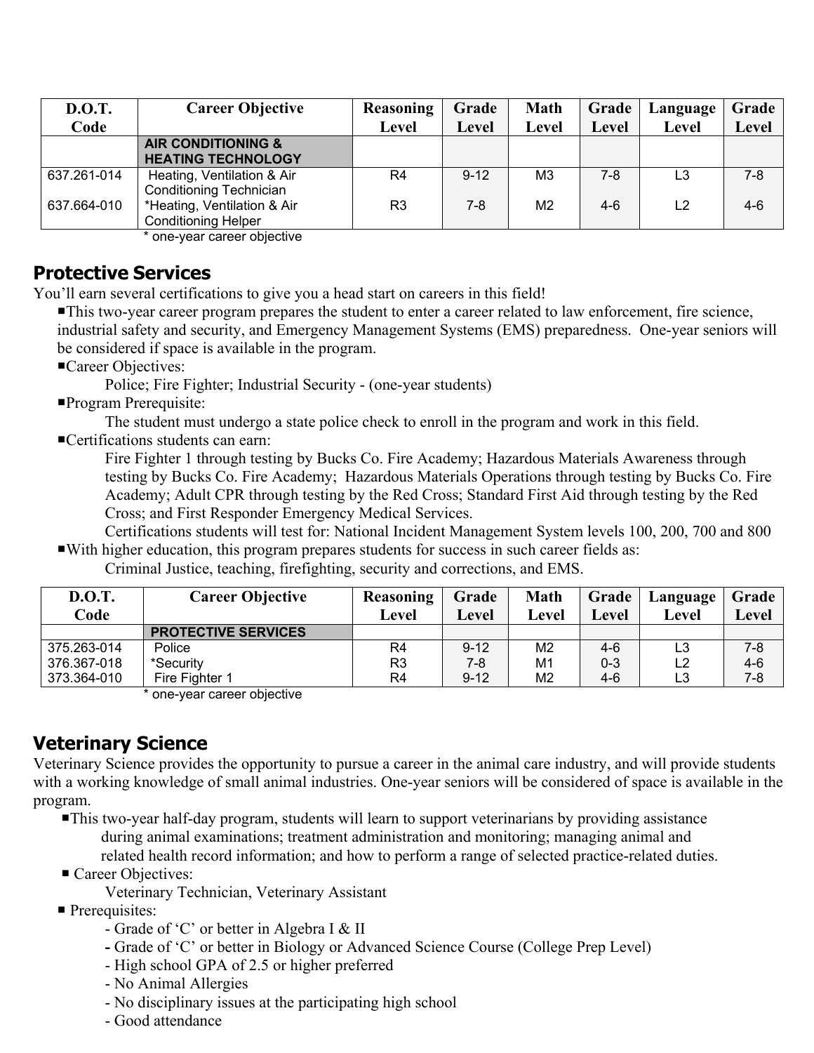| D.O.T. Code | Career Objective | Reasoning Level | Grade Level | Math Level | Grade Level | Language Level | Grade Level |
|---|---|---|---|---|---|---|---|
| | **AIR CONDITIONING & HEATING TECHNOLOGY** | | | | | | |
| 637.261-014 | Heating, Ventilation & Air Conditioning Technician | R4 | 9-12 | M3 | 7-8 | L3 | 7-8 |
| 637.664-010 | *Heating, Ventilation & Air Conditioning Helper | R3 | 7-8 | M2 | 4-6 | L2 | 4-6 |

* one-year career objective

## Protective Services

You'll earn several certifications to give you a head start on careers in this field!

- This two-year career program prepares the student to enter a career related to law enforcement, fire science, industrial safety and security, and Emergency Management Systems (EMS) preparedness. One-year seniors will be considered if space is available in the program.
- Career Objectives:
  Police; Fire Fighter; Industrial Security - (one-year students)
- Program Prerequisite:
  The student must undergo a state police check to enroll in the program and work in this field.
- Certifications students can earn:
  Fire Fighter 1 through testing by Bucks Co. Fire Academy; Hazardous Materials Awareness through testing by Bucks Co. Fire Academy; Hazardous Materials Operations through testing by Bucks Co. Fire Academy; Adult CPR through testing by the Red Cross; Standard First Aid through testing by the Red Cross; and First Responder Emergency Medical Services.
  Certifications students will test for: National Incident Management System levels 100, 200, 700 and 800
- With higher education, this program prepares students for success in such career fields as:
  Criminal Justice, teaching, firefighting, security and corrections, and EMS.

| D.O.T. Code | Career Objective | Reasoning Level | Grade Level | Math Level | Grade Level | Language Level | Grade Level |
|---|---|---|---|---|---|---|---|
| | **PROTECTIVE SERVICES** | | | | | | |
| 375.263-014 | Police | R4 | 9-12 | M2 | 4-6 | L3 | 7-8 |
| 376.367-018 | *Security | R3 | 7-8 | M1 | 0-3 | L2 | 4-6 |
| 373.364-010 | Fire Fighter 1 | R4 | 9-12 | M2 | 4-6 | L3 | 7-8 |

* one-year career objective

## Veterinary Science

Veterinary Science provides the opportunity to pursue a career in the animal care industry, and will provide students with a working knowledge of small animal industries. One-year seniors will be considered of space is available in the program.

- This two-year half-day program, students will learn to support veterinarians by providing assistance during animal examinations; treatment administration and monitoring; managing animal and related health record information; and how to perform a range of selected practice-related duties.
- Career Objectives:
  Veterinary Technician, Veterinary Assistant
- Prerequisites:
  - Grade of 'C' or better in Algebra I & II
  - Grade of 'C' or better in Biology or Advanced Science Course (College Prep Level)
  - High school GPA of 2.5 or higher preferred
  - No Animal Allergies
  - No disciplinary issues at the participating high school
  - Good attendance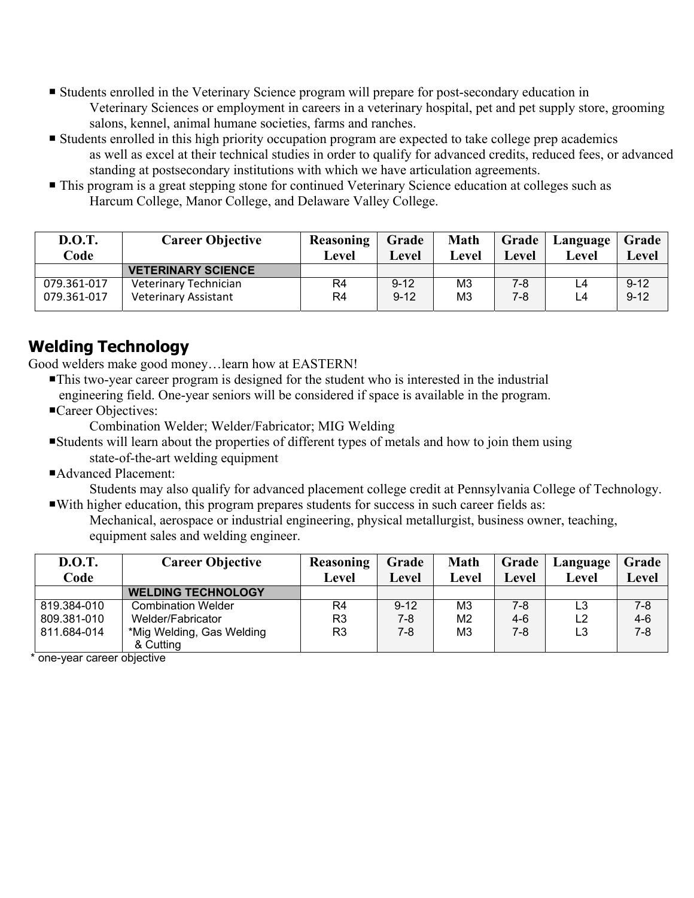- Students enrolled in the Veterinary Science program will prepare for post-secondary education in Veterinary Sciences or employment in careers in a veterinary hospital, pet and pet supply store, grooming salons, kennel, animal humane societies, farms and ranches.
- Students enrolled in this high priority occupation program are expected to take college prep academics as well as excel at their technical studies in order to qualify for advanced credits, reduced fees, or advanced standing at postsecondary institutions with which we have articulation agreements.
- This program is a great stepping stone for continued Veterinary Science education at colleges such as Harcum College, Manor College, and Delaware Valley College.

| D.O.T. Code | Career Objective | Reasoning Level | Grade Level | Math Level | Grade Level | Language Level | Grade Level |
|---|---|---|---|---|---|---|---|
| | **VETERINARY SCIENCE** | | | | | | |
| 079.361-017 | Veterinary Technician | R4 | 9-12 | M3 | 7-8 | L4 | 9-12 |
| 079.361-017 | Veterinary Assistant | R4 | 9-12 | M3 | 7-8 | L4 | 9-12 |

## Welding Technology

Good welders make good money…learn how at EASTERN!

- This two-year career program is designed for the student who is interested in the industrial engineering field. One-year seniors will be considered if space is available in the program.
- Career Objectives:
  Combination Welder; Welder/Fabricator; MIG Welding
- Students will learn about the properties of different types of metals and how to join them using state-of-the-art welding equipment
- Advanced Placement:
  Students may also qualify for advanced placement college credit at Pennsylvania College of Technology.
- With higher education, this program prepares students for success in such career fields as:
  Mechanical, aerospace or industrial engineering, physical metallurgist, business owner, teaching, equipment sales and welding engineer.

| D.O.T. Code | Career Objective | Reasoning Level | Grade Level | Math Level | Grade Level | Language Level | Grade Level |
|---|---|---|---|---|---|---|---|
| | **WELDING TECHNOLOGY** | | | | | | |
| 819.384-010 | Combination Welder | R4 | 9-12 | M3 | 7-8 | L3 | 7-8 |
| 809.381-010 | Welder/Fabricator | R3 | 7-8 | M2 | 4-6 | L2 | 4-6 |
| 811.684-014 | *Mig Welding, Gas Welding & Cutting | R3 | 7-8 | M3 | 7-8 | L3 | 7-8 |

* one-year career objective